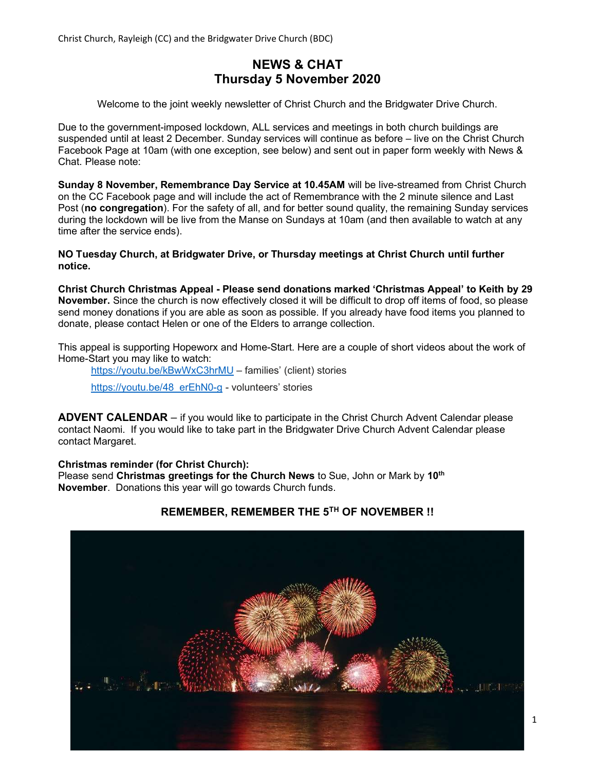Christ Church, Rayleigh (CC) and the Bridgwater Drive Church (BDC)

# NEWS & CHAT
# Thursday 5 November 2020

Welcome to the joint weekly newsletter of Christ Church and the Bridgwater Drive Church.

Due to the government-imposed lockdown, ALL services and meetings in both church buildings are suspended until at least 2 December. Sunday services will continue as before – live on the Christ Church Facebook Page at 10am (with one exception, see below) and sent out in paper form weekly with News & Chat. Please note:

**Sunday 8 November, Remembrance Day Service at 10.45AM** will be live-streamed from Christ Church on the CC Facebook page and will include the act of Remembrance with the 2 minute silence and Last Post (**no congregation**). For the safety of all, and for better sound quality, the remaining Sunday services during the lockdown will be live from the Manse on Sundays at 10am (and then available to watch at any time after the service ends).

**NO Tuesday Church, at Bridgwater Drive, or Thursday meetings at Christ Church until further notice.**

**Christ Church Christmas Appeal - Please send donations marked 'Christmas Appeal' to Keith by 29 November.** Since the church is now effectively closed it will be difficult to drop off items of food, so please send money donations if you are able as soon as possible. If you already have food items you planned to donate, please contact Helen or one of the Elders to arrange collection.

This appeal is supporting Hopeworx and Home-Start. Here are a couple of short videos about the work of Home-Start you may like to watch:

https://youtu.be/kBwWxC3hrMU – families' (client) stories

https://youtu.be/48_erEhN0-g - volunteers' stories

**ADVENT CALENDAR** – if you would like to participate in the Christ Church Advent Calendar please contact Naomi. If you would like to take part in the Bridgwater Drive Church Advent Calendar please contact Margaret.

**Christmas reminder (for Christ Church):**
Please send **Christmas greetings for the Church News** to Sue, John or Mark by **10th November**. Donations this year will go towards Church funds.

**REMEMBER, REMEMBER THE 5TH OF NOVEMBER !!**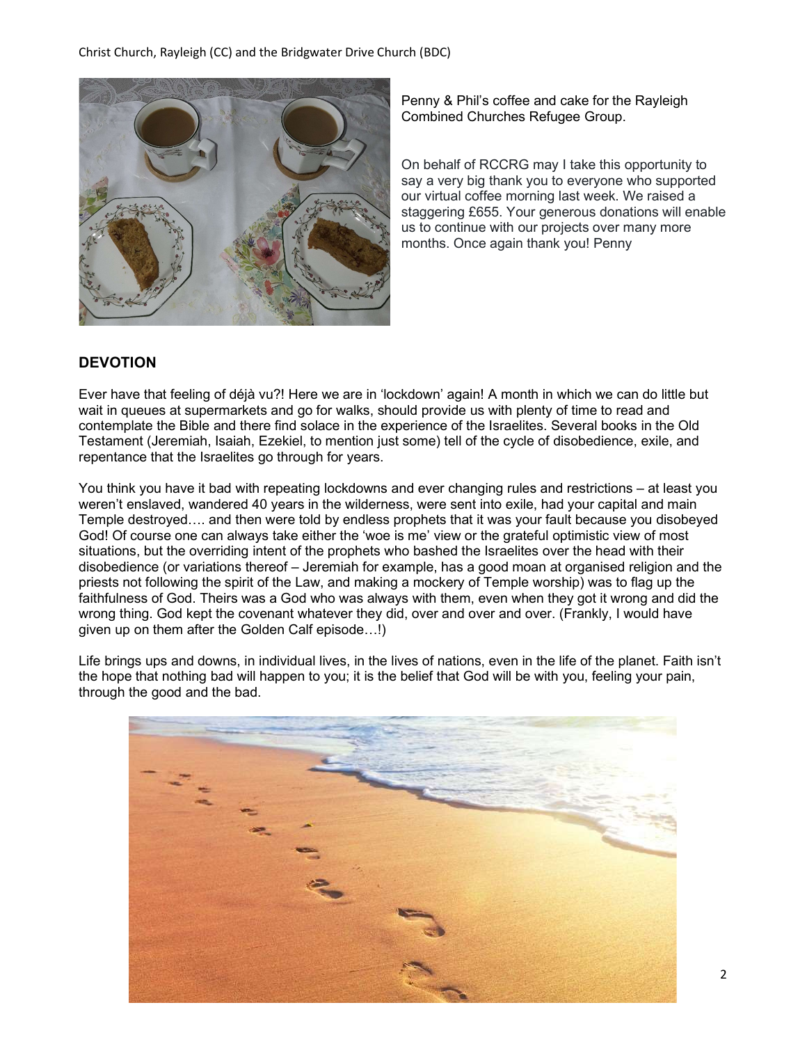Penny & Phil's coffee and cake for the Rayleigh Combined Churches Refugee Group.

On behalf of RCCRG may I take this opportunity to say a very big thank you to everyone who supported our virtual coffee morning last week. We raised a staggering £655. Your generous donations will enable us to continue with our projects over many more months. Once again thank you! Penny

## DEVOTION

Ever have that feeling of déjà vu?! Here we are in 'lockdown' again! A month in which we can do little but wait in queues at supermarkets and go for walks, should provide us with plenty of time to read and contemplate the Bible and there find solace in the experience of the Israelites. Several books in the Old Testament (Jeremiah, Isaiah, Ezekiel, to mention just some) tell of the cycle of disobedience, exile, and repentance that the Israelites go through for years.

You think you have it bad with repeating lockdowns and ever changing rules and restrictions – at least you weren't enslaved, wandered 40 years in the wilderness, were sent into exile, had your capital and main Temple destroyed…. and then were told by endless prophets that it was your fault because you disobeyed God! Of course one can always take either the 'woe is me' view or the grateful optimistic view of most situations, but the overriding intent of the prophets who bashed the Israelites over the head with their disobedience (or variations thereof – Jeremiah for example, has a good moan at organised religion and the priests not following the spirit of the Law, and making a mockery of Temple worship) was to flag up the faithfulness of God. Theirs was a God who was always with them, even when they got it wrong and did the wrong thing. God kept the covenant whatever they did, over and over and over. (Frankly, I would have given up on them after the Golden Calf episode…!)

Life brings ups and downs, in individual lives, in the lives of nations, even in the life of the planet. Faith isn't the hope that nothing bad will happen to you; it is the belief that God will be with you, feeling your pain, through the good and the bad.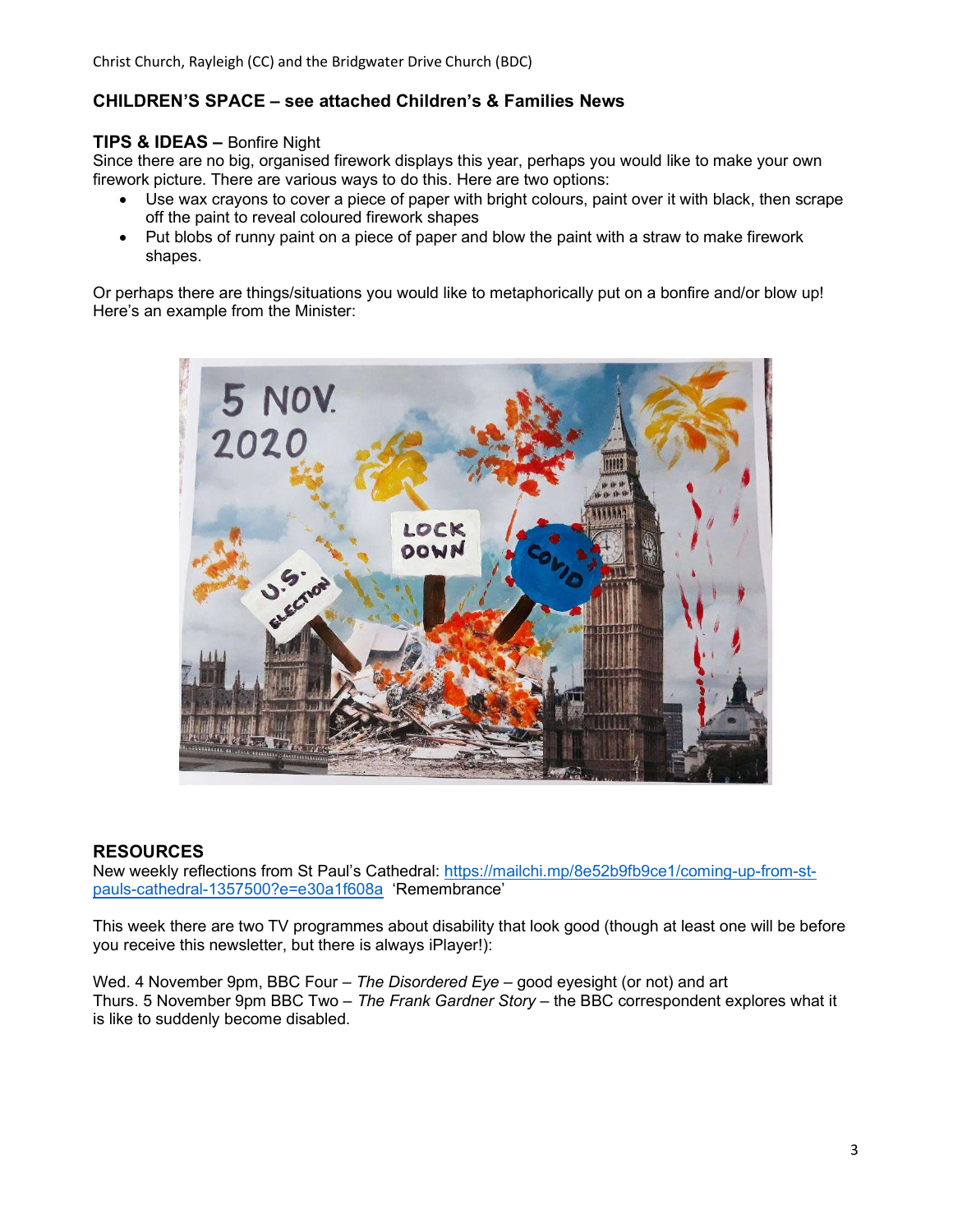## CHILDREN'S SPACE – see attached Children's & Families News

**TIPS & IDEAS –** Bonfire Night

Since there are no big, organised firework displays this year, perhaps you would like to make your own firework picture. There are various ways to do this. Here are two options:

- Use wax crayons to cover a piece of paper with bright colours, paint over it with black, then scrape off the paint to reveal coloured firework shapes
- Put blobs of runny paint on a piece of paper and blow the paint with a straw to make firework shapes.

Or perhaps there are things/situations you would like to metaphorically put on a bonfire and/or blow up! Here's an example from the Minister:

## RESOURCES

New weekly reflections from St Paul's Cathedral: [https://mailchi.mp/8e52b9fb9ce1/coming-up-from-st-pauls-cathedral-1357500?e=e30a1f608a](https://mailchi.mp/8e52b9fb9ce1/coming-up-from-st-pauls-cathedral-1357500?e=e30a1f608a) 'Remembrance'

This week there are two TV programmes about disability that look good (though at least one will be before you receive this newsletter, but there is always iPlayer!):

Wed. 4 November 9pm, BBC Four – *The Disordered Eye* – good eyesight (or not) and art
Thurs. 5 November 9pm BBC Two – *The Frank Gardner Story* – the BBC correspondent explores what it is like to suddenly become disabled.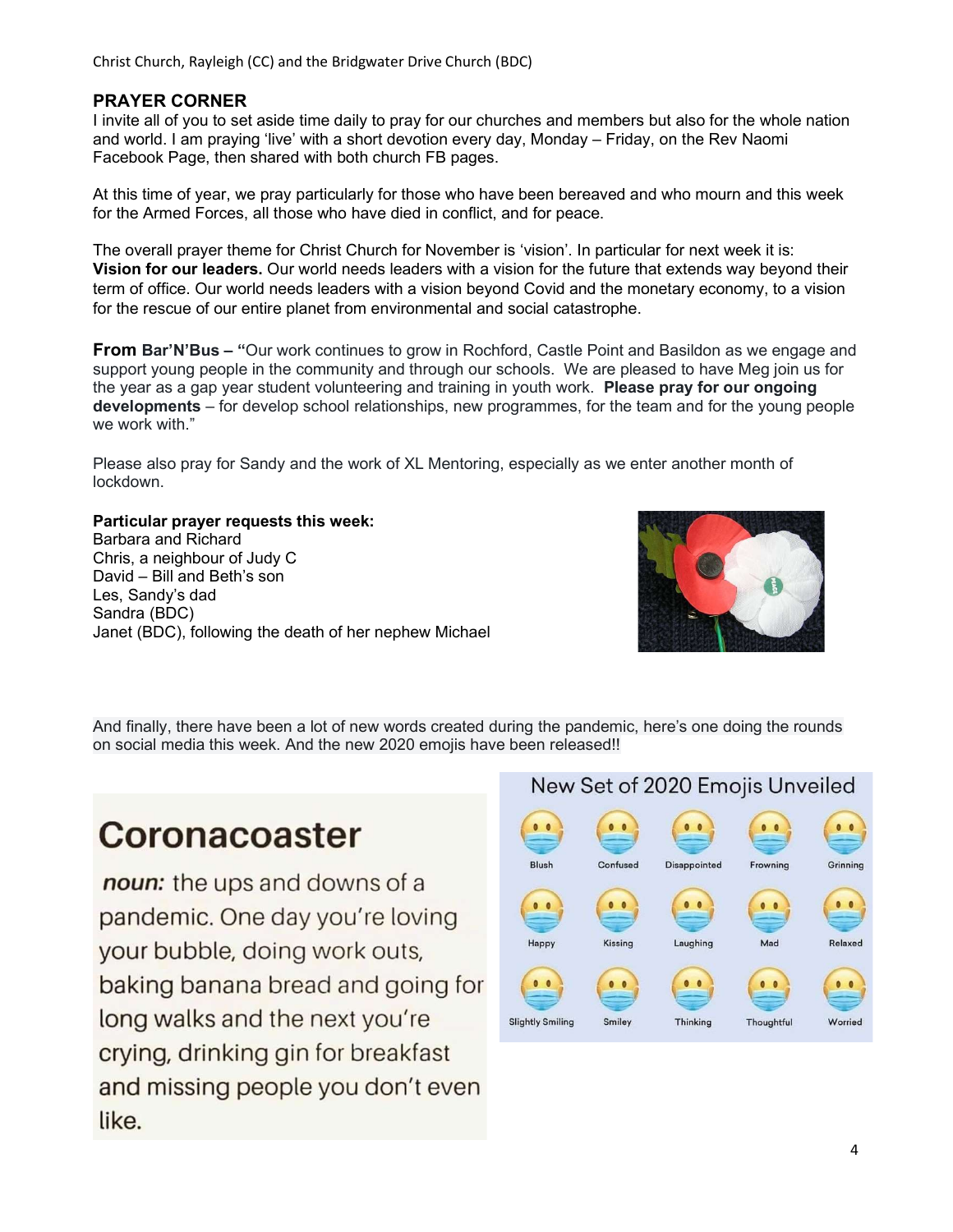## PRAYER CORNER

I invite all of you to set aside time daily to pray for our churches and members but also for the whole nation and world. I am praying 'live' with a short devotion every day, Monday – Friday, on the Rev Naomi Facebook Page, then shared with both church FB pages.

At this time of year, we pray particularly for those who have been bereaved and who mourn and this week for the Armed Forces, all those who have died in conflict, and for peace.

The overall prayer theme for Christ Church for November is 'vision'. In particular for next week it is: **Vision for our leaders.** Our world needs leaders with a vision for the future that extends way beyond their term of office. Our world needs leaders with a vision beyond Covid and the monetary economy, to a vision for the rescue of our entire planet from environmental and social catastrophe.

**From Bar'N'Bus – "**Our work continues to grow in Rochford, Castle Point and Basildon as we engage and support young people in the community and through our schools. We are pleased to have Meg join us for the year as a gap year student volunteering and training in youth work. **Please pray for our ongoing developments** – for develop school relationships, new programmes, for the team and for the young people we work with."

Please also pray for Sandy and the work of XL Mentoring, especially as we enter another month of lockdown.

**Particular prayer requests this week:**
Barbara and Richard
Chris, a neighbour of Judy C
David – Bill and Beth's son
Les, Sandy's dad
Sandra (BDC)
Janet (BDC), following the death of her nephew Michael

And finally, there have been a lot of new words created during the pandemic, here's one doing the rounds on social media this week. And the new 2020 emojis have been released!!

# Coronacoaster

***noun:*** the ups and downs of a pandemic. One day you're loving your bubble, doing work outs, baking banana bread and going for long walks and the next you're crying, drinking gin for breakfast and missing people you don't even like.

New Set of 2020 Emojis Unveiled

Blush, Confused, Disappointed, Frowning, Grinning
Happy, Kissing, Laughing, Mad, Relaxed
Slightly Smiling, Smiley, Thinking, Thoughtful, Worried